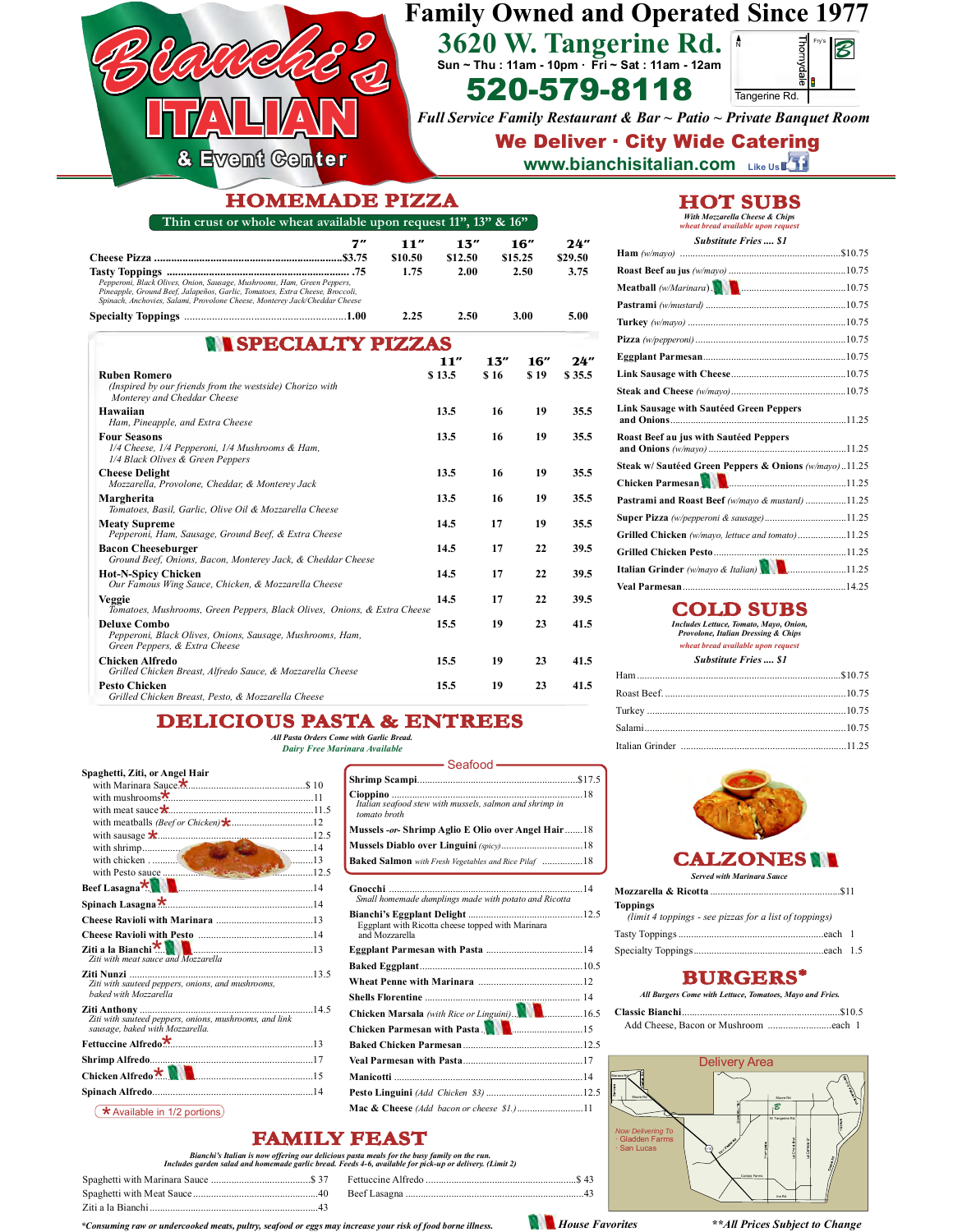# Bianchi's ITALIAN & Event Center

## Family Owned and Operated Since 1977

**3620 W. Tangerine Rd.**
Sun ~ Thu : 11am - 10pm · Fri ~ Sat : 11am - 12am

**520-579-8118**

*Full Service Family Restaurant & Bar ~ Patio ~ Private Banquet Room*

**We Deliver · City Wide Catering**

www.bianchisitalian.com Like Us

## HOMEMADE PIZZA

Thin crust or whole wheat available upon request 11", 13" & 16"

| | 7" | 11" | 13" | 16" | 24" |
|---|---|---|---|---|---|
| **Cheese Pizza** | $3.75 | $10.50 | $12.50 | $15.25 | $29.50 |
| **Tasty Toppings** | .75 | 1.75 | 2.00 | 2.50 | 3.75 |
| **Specialty Toppings** | 1.00 | 2.25 | 2.50 | 3.00 | 5.00 |

*Pepperoni, Black Olives, Onion, Sausage, Mushrooms, Ham, Green Peppers, Pineapple, Ground Beef, Jalapeños, Garlic, Tomatoes, Extra Cheese, Broccoli, Spinach, Anchovies, Salami, Provolone Cheese, Monterey Jack/Cheddar Cheese*

## SPECIALTY PIZZAS

| | 11" | 13" | 16" | 24" |
|---|---|---|---|---|
| **Ruben Romero** *(Inspired by our friends from the westside) Chorizo with Monterey and Cheddar Cheese* | $ 13.5 | $ 16 | $ 19 | $ 35.5 |
| **Hawaiian** *Ham, Pineapple, and Extra Cheese* | 13.5 | 16 | 19 | 35.5 |
| **Four Seasons** *1/4 Cheese, 1/4 Pepperoni, 1/4 Mushrooms & Ham, 1/4 Black Olives & Green Peppers* | 13.5 | 16 | 19 | 35.5 |
| **Cheese Delight** *Mozzarella, Provolone, Cheddar, & Monterey Jack* | 13.5 | 16 | 19 | 35.5 |
| **Margherita** *Tomatoes, Basil, Garlic, Olive Oil & Mozzarella Cheese* | 13.5 | 16 | 19 | 35.5 |
| **Meaty Supreme** *Pepperoni, Ham, Sausage, Ground Beef, & Extra Cheese* | 14.5 | 17 | 19 | 35.5 |
| **Bacon Cheeseburger** *Ground Beef, Onions, Bacon, Monterey Jack, & Cheddar Cheese* | 14.5 | 17 | 22 | 39.5 |
| **Hot-N-Spicy Chicken** *Our Famous Wing Sauce, Chicken, & Mozzarella Cheese* | 14.5 | 17 | 22 | 39.5 |
| **Veggie** *Tomatoes, Mushrooms, Green Peppers, Black Olives, Onions, & Extra Cheese* | 14.5 | 17 | 22 | 39.5 |
| **Deluxe Combo** *Pepperoni, Black Olives, Onions, Sausage, Mushrooms, Ham, Green Peppers, & Extra Cheese* | 15.5 | 19 | 23 | 41.5 |
| **Chicken Alfredo** *Grilled Chicken Breast, Alfredo Sauce, & Mozzarella Cheese* | 15.5 | 19 | 23 | 41.5 |
| **Pesto Chicken** *Grilled Chicken Breast, Pesto, & Mozzarella Cheese* | 15.5 | 19 | 23 | 41.5 |

## DELICIOUS PASTA & ENTREES

*All Pasta Orders Come with Garlic Bread.*
*Dairy Free Marinara Available*

**Spaghetti, Ziti, or Angel Hair**
- with Marinara Sauce* ............ $ 10
- with mushrooms* ............ 11
- with meat sauce* ............ 11.5
- with meatballs (Beef or Chicken)* ............ 12
- with sausage* ............ 12.5
- with shrimp ............ 14
- with chicken ............ 13
- with Pesto sauce ............ 12.5

**Beef Lasagna*** (House Favorite) ............ 14
**Spinach Lasagna*** ............ 14
**Cheese Ravioli with Marinara** ............ 13
**Cheese Ravioli with Pesto** ............ 14
**Ziti a la Bianchi*** (House Favorite) ............ 13
*Ziti with meat sauce and Mozzarella*
**Ziti Nunzi** ............ 13.5
*Ziti with sauteed peppers, onions, and mushrooms, baked with Mozzarella*
**Ziti Anthony** ............ 14.5
*Ziti with sauteed peppers, onions, mushrooms, and link sausage, baked with Mozzarella.*
**Fettuccine Alfredo*** ............ 13
**Shrimp Alfredo** ............ 17
**Chicken Alfredo*** (House Favorite) ............ 15
**Spinach Alfredo** ............ 14

* Available in 1/2 portions

### Seafood

**Shrimp Scampi** ............ $17.5
**Cioppino** ............ 18
*Italian seafood stew with mussels, salmon and shrimp in tomato broth*
**Mussels -or- Shrimp Aglio E Olio over Angel Hair** ............ 18
**Mussels Diablo over Linguini** *(spicy)* ............ 18
**Baked Salmon** *with Fresh Vegetables and Rice Pilaf* ............ 18

**Gnocchi** ............ 14
*Small homemade dumplings made with potato and Ricotta*
**Bianchi's Eggplant Delight** ............ 12.5
Eggplant with Ricotta cheese topped with Marinara and Mozzarella
**Eggplant Parmesan with Pasta** ............ 14
**Baked Eggplant** ............ 10.5
**Wheat Penne with Marinara** ............ 12
**Shells Florentine** ............ 14
**Chicken Marsala** *(with Rice or Linguini)* (House Favorite) ............ 16.5
**Chicken Parmesan with Pasta** (House Favorite) ............ 15
**Baked Chicken Parmesan** ............ 12.5
**Veal Parmesan with Pasta** ............ 17
**Manicotti** ............ 14
**Pesto Linguini** *(Add Chicken $3)* ............ 12.5
**Mac & Cheese** *(Add bacon or cheese $1.)* ............ 11

## FAMILY FEAST

*Bianchi's Italian is now offering our delicious pasta meals for the busy family on the run. Includes garden salad and homemade garlic bread. Feeds 4-6, available for pick-up or delivery. (Limit 2)*

- Spaghetti with Marinara Sauce ............ $ 37
- Spaghetti with Meat Sauce ............ 40
- Ziti a la Bianchi ............ 43
- Fettuccine Alfredo ............ $ 43
- Beef Lasagna ............ 43

## HOT SUBS

*With Mozzarella Cheese & Chips*
*wheat bread available upon request*
*Substitute Fries .... $1*

- **Ham** *(w/mayo)* ............ $10.75
- **Roast Beef au jus** *(w/mayo)* ............ 10.75
- **Meatball** *(w/Marinara)* (House Favorite) ............ 10.75
- **Pastrami** *(w/mustard)* ............ 10.75
- **Turkey** *(w/mayo)* ............ 10.75
- **Pizza** *(w/pepperoni)* ............ 10.75
- **Eggplant Parmesan** ............ 10.75
- **Link Sausage with Cheese** ............ 10.75
- **Steak and Cheese** *(w/mayo)* ............ 10.75
- **Link Sausage with Sautéed Green Peppers and Onions** ............ 11.25
- **Roast Beef au jus with Sautéed Peppers and Onions** *(w/mayo)* ............ 11.25
- **Steak w/ Sautéed Green Peppers & Onions** *(w/mayo)* ............ 11.25
- **Chicken Parmesan** (House Favorite) ............ 11.25
- **Pastrami and Roast Beef** *(w/mayo & mustard)* ............ 11.25
- **Super Pizza** *(w/pepperoni & sausage)* ............ 11.25
- **Grilled Chicken** *(w/mayo, lettuce and tomato)* ............ 11.25
- **Grilled Chicken Pesto** ............ 11.25
- **Italian Grinder** *(w/mayo & Italian)* (House Favorite) ............ 11.25
- **Veal Parmesan** ............ 14.25

## COLD SUBS

*Includes Lettuce, Tomato, Mayo, Onion, Provolone, Italian Dressing & Chips*
*wheat bread available upon request*
*Substitute Fries .... $1*

- Ham ............ $10.75
- Roast Beef ............ 10.75
- Turkey ............ 10.75
- Salami ............ 10.75
- Italian Grinder ............ 11.25

## CALZONES

*Served with Marinara Sauce*

**Mozzarella & Ricotta** ............ $11
**Toppings**
*(limit 4 toppings - see pizzas for a list of toppings)*
- Tasty Toppings ............ each 1
- Specialty Toppings ............ each 1.5

## BURGERS*

*All Burgers Come with Lettuce, Tomatoes, Mayo and Fries.*

**Classic Bianchi** ............ $10.5
Add Cheese, Bacon or Mushroom ............ each 1

### Delivery Area

Now Delivering To
- Gladden Farms
- San Lucas

*\*Consuming raw or undercooked meats, pultry, seafood or eggs may increase your risk of food borne illness.*

(Italian flag icon) *House Favorites*

*\*\*All Prices Subject to Change*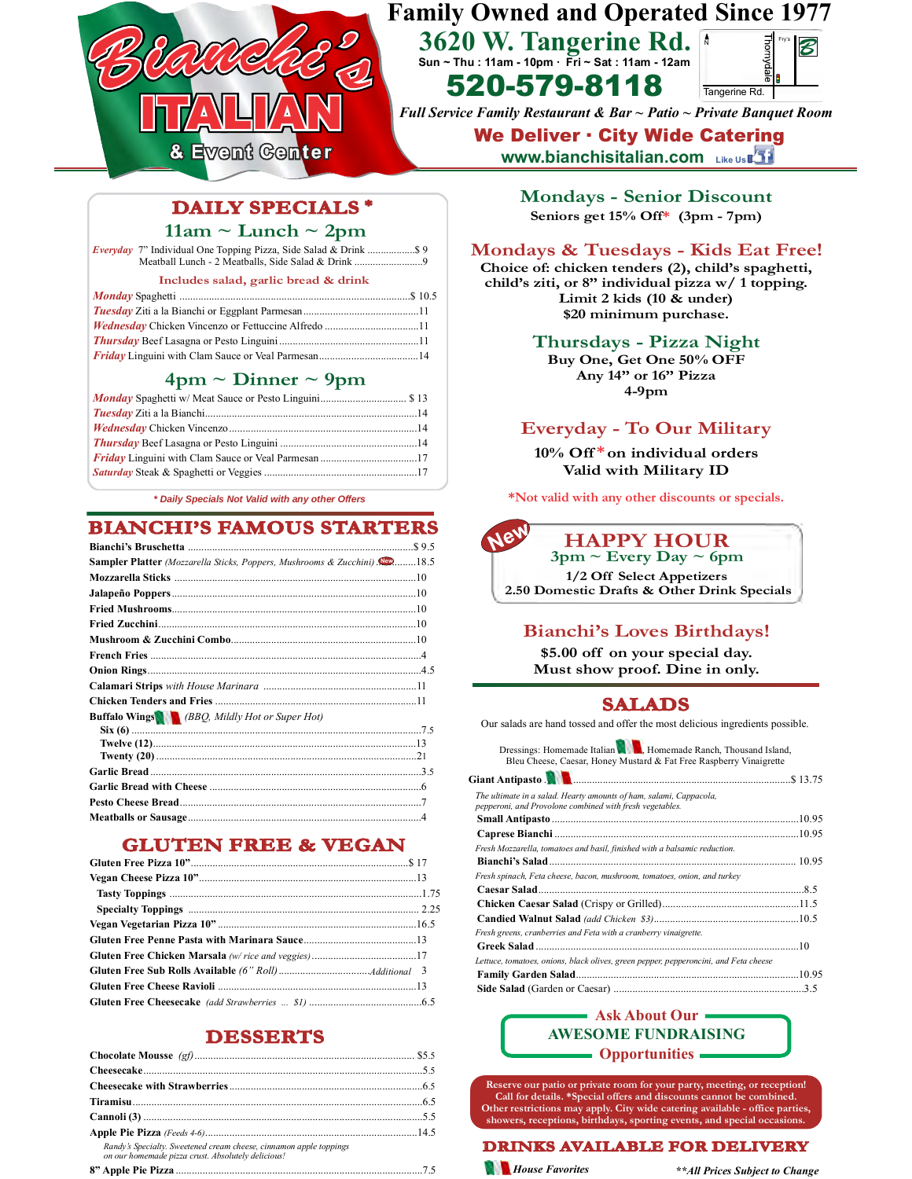# Bianchi's ITALIAN & Event Center

**Family Owned and Operated Since 1977**

## 3620 W. Tangerine Rd.

Sun ~ Thu : 11am - 10pm · Fri ~ Sat : 11am - 12am

## 520-579-8118

Thornydale · Fry's · Tangerine Rd.

*Full Service Family Restaurant & Bar ~ Patio ~ Private Banquet Room*

**We Deliver · City Wide Catering**

**www.bianchisitalian.com** Like Us

## DAILY SPECIALS *

### 11am ~ Lunch ~ 2pm

*Everyday* 7" Individual One Topping Pizza, Side Salad & Drink ........ $ 9
Meatball Lunch - 2 Meatballs, Side Salad & Drink ........ 9

Includes salad, garlic bread & drink

- *Monday* Spaghetti ........ $ 10.5
- *Tuesday* Ziti a la Bianchi or Eggplant Parmesan ........ 11
- *Wednesday* Chicken Vincenzo or Fettuccine Alfredo ........ 11
- *Thursday* Beef Lasagna or Pesto Linguini ........ 11
- *Friday* Linguini with Clam Sauce or Veal Parmesan ........ 14

### 4pm ~ Dinner ~ 9pm

- *Monday* Spaghetti w/ Meat Sauce or Pesto Linguini ........ $ 13
- *Tuesday* Ziti a la Bianchi ........ 14
- *Wednesday* Chicken Vincenzo ........ 14
- *Thursday* Beef Lasagna or Pesto Linguini ........ 14
- *Friday* Linguini with Clam Sauce or Veal Parmesan ........ 17
- *Saturday* Steak & Spaghetti or Veggies ........ 17

*\* Daily Specials Not Valid with any other Offers*

## BIANCHI'S FAMOUS STARTERS

- **Bianchi's Bruschetta** ........ $ 9.5
- **Sampler Platter** *(Mozzarella Sticks, Poppers, Mushrooms & Zucchini)* New ........ 18.5
- **Mozzarella Sticks** ........ 10
- **Jalapeño Poppers** ........ 10
- **Fried Mushrooms** ........ 10
- **Fried Zucchini** ........ 10
- **Mushroom & Zucchini Combo** ........ 10
- **French Fries** ........ 4
- **Onion Rings** ........ 4.5
- **Calamari Strips** *with House Marinara* ........ 11
- **Chicken Tenders and Fries** ........ 11
- **Buffalo Wings** *(BBQ, Mildly Hot or Super Hot)*
  - **Six (6)** ........ 7.5
  - **Twelve (12)** ........ 13
  - **Twenty (20)** ........ 21
- **Garlic Bread** ........ 3.5
- **Garlic Bread with Cheese** ........ 6
- **Pesto Cheese Bread** ........ 7
- **Meatballs or Sausage** ........ 4

## GLUTEN FREE & VEGAN

- **Gluten Free Pizza 10"** ........ $ 17
- **Vegan Cheese Pizza 10"** ........ 13
  - **Tasty Toppings** ........ 1.75
  - **Specialty Toppings** ........ 2.25
- **Vegan Vegetarian Pizza 10"** ........ 16.5
- **Gluten Free Penne Pasta with Marinara Sauce** ........ 13
- **Gluten Free Chicken Marsala** *(w/ rice and veggies)* ........ 17
- **Gluten Free Sub Rolls Available** *(6" Roll)* ........ *Additional* 3
- **Gluten Free Cheese Ravioli** ........ 13
- **Gluten Free Cheesecake** *(add Strawberries ... $1)* ........ 6.5

## DESSERTS

- **Chocolate Mousse** *(gf)* ........ $5.5
- **Cheesecake** ........ 5.5
- **Cheesecake with Strawberries** ........ 6.5
- **Tiramisu** ........ 6.5
- **Cannoli (3)** ........ 5.5
- **Apple Pie Pizza** *(Feeds 4-6)* ........ 14.5
  *Randy's Specialty. Sweetened cream cheese, cinnamon apple toppings on our homemade pizza crust. Absolutely delicious!*
- **8" Apple Pie Pizza** ........ 7.5

## Mondays - Senior Discount

Seniors get 15% Off* (3pm - 7pm)

## Mondays & Tuesdays - Kids Eat Free!

Choice of: chicken tenders (2), child's spaghetti, child's ziti, or 8" individual pizza w/ 1 topping.
Limit 2 kids (10 & under)
$20 minimum purchase.

## Thursdays - Pizza Night

Buy One, Get One 50% OFF
Any 14" or 16" Pizza
4-9pm

## Everyday - To Our Military

10% Off* on individual orders
Valid with Military ID

*Not valid with any other discounts or specials.

New

## HAPPY HOUR

### 3pm ~ Every Day ~ 6pm

1/2 Off Select Appetizers
2.50 Domestic Drafts & Other Drink Specials

## Bianchi's Loves Birthdays!

$5.00 off on your special day.
Must show proof. Dine in only.

## SALADS

Our salads are hand tossed and offer the most delicious ingredients possible.

Dressings: Homemade Italian, Homemade Ranch, Thousand Island, Bleu Cheese, Caesar, Honey Mustard & Fat Free Raspberry Vinaigrette

- **Giant Antipasto** ........ $ 13.75
  *The ultimate in a salad. Hearty amounts of ham, salami, Cappacola, pepperoni, and Provolone combined with fresh vegetables.*
- **Small Antipasto** ........ 10.95
- **Caprese Bianchi** ........ 10.95
  *Fresh Mozzarella, tomatoes and basil, finished with a balsamic reduction.*
- **Bianchi's Salad** ........ 10.95
  *Fresh spinach, Feta cheese, bacon, mushroom, tomatoes, onion, and turkey*
- **Caesar Salad** ........ 8.5
- **Chicken Caesar Salad** (Crispy or Grilled) ........ 11.5
- **Candied Walnut Salad** *(add Chicken $3)* ........ 10.5
  *Fresh greens, cranberries and Feta with a cranberry vinaigrette.*
- **Greek Salad** ........ 10
  *Lettuce, tomatoes, onions, black olives, green pepper, pepperoncini, and Feta cheese*
- **Family Garden Salad** ........ 10.95
- **Side Salad** (Garden or Caesar) ........ 3.5

**Ask About Our AWESOME FUNDRAISING Opportunities**

Reserve our patio or private room for your party, meeting, or reception! Call for details. *Special offers and discounts cannot be combined. Other restrictions may apply. City wide catering available - office parties, showers, receptions, birthdays, sporting events, and special occasions.

## DRINKS AVAILABLE FOR DELIVERY

*House Favorites*

*\*\*All Prices Subject to Change*